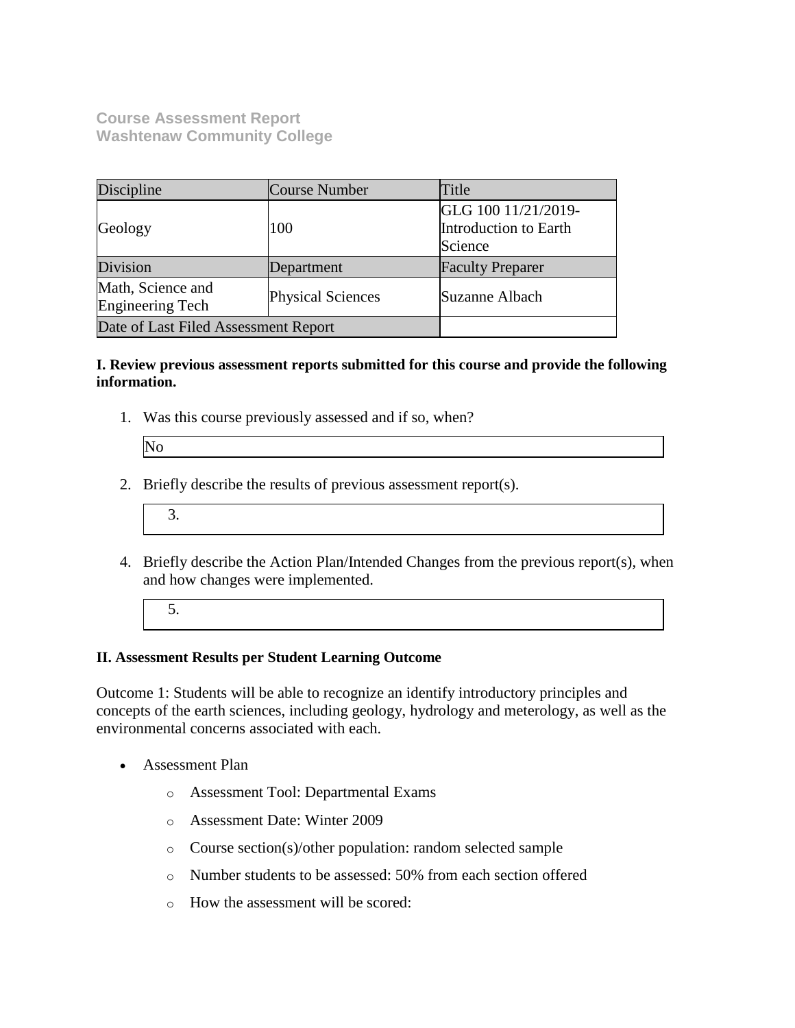**Course Assessment Report**
**Washtenaw Community College**

| Discipline | Course Number | Title |
|---|---|---|
| Geology | 100 | GLG 100 11/21/2019-Introduction to Earth Science |
| Division | Department | Faculty Preparer |
| Math, Science and Engineering Tech | Physical Sciences | Suzanne Albach |
| Date of Last Filed Assessment Report | | |

**I. Review previous assessment reports submitted for this course and provide the following information.**

1. Was this course previously assessed and if so, when?

   No

2. Briefly describe the results of previous assessment report(s).

   3.

4. Briefly describe the Action Plan/Intended Changes from the previous report(s), when and how changes were implemented.

   5.

**II. Assessment Results per Student Learning Outcome**

Outcome 1: Students will be able to recognize an identify introductory principles and concepts of the earth sciences, including geology, hydrology and meterology, as well as the environmental concerns associated with each.

- Assessment Plan
  - Assessment Tool: Departmental Exams
  - Assessment Date: Winter 2009
  - Course section(s)/other population: random selected sample
  - Number students to be assessed: 50% from each section offered
  - How the assessment will be scored: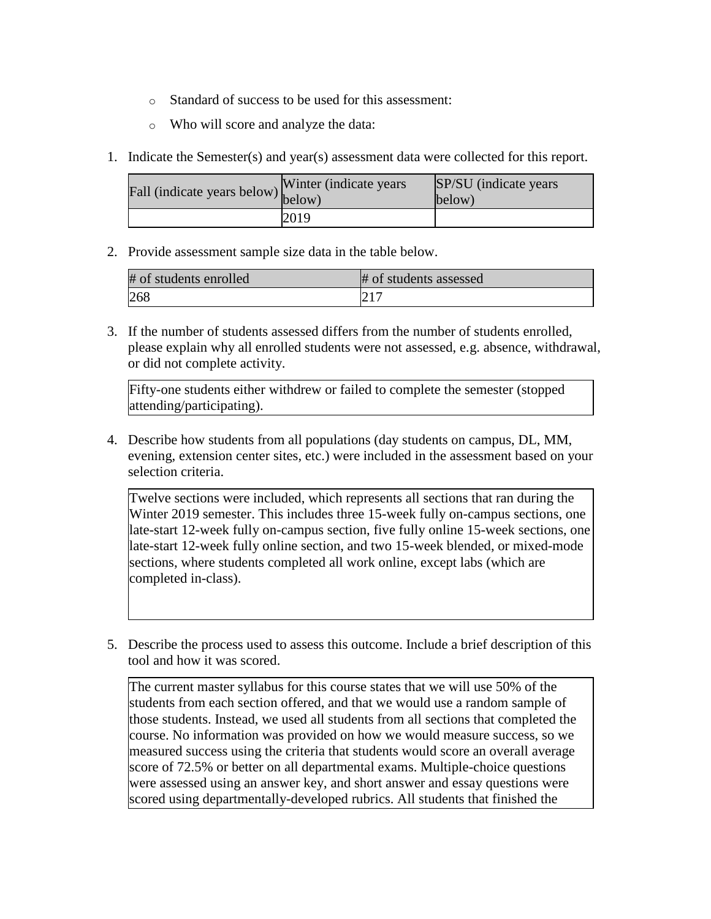- Standard of success to be used for this assessment:
- Who will score and analyze the data:

1. Indicate the Semester(s) and year(s) assessment data were collected for this report.

| Fall (indicate years below) | Winter (indicate years below) | SP/SU (indicate years below) |
|---|---|---|
| | 2019 | |

2. Provide assessment sample size data in the table below.

| # of students enrolled | # of students assessed |
|---|---|
| 268 | 217 |

3. If the number of students assessed differs from the number of students enrolled, please explain why all enrolled students were not assessed, e.g. absence, withdrawal, or did not complete activity.

Fifty-one students either withdrew or failed to complete the semester (stopped attending/participating).

4. Describe how students from all populations (day students on campus, DL, MM, evening, extension center sites, etc.) were included in the assessment based on your selection criteria.

Twelve sections were included, which represents all sections that ran during the Winter 2019 semester. This includes three 15-week fully on-campus sections, one late-start 12-week fully on-campus section, five fully online 15-week sections, one late-start 12-week fully online section, and two 15-week blended, or mixed-mode sections, where students completed all work online, except labs (which are completed in-class).

5. Describe the process used to assess this outcome. Include a brief description of this tool and how it was scored.

The current master syllabus for this course states that we will use 50% of the students from each section offered, and that we would use a random sample of those students. Instead, we used all students from all sections that completed the course. No information was provided on how we would measure success, so we measured success using the criteria that students would score an overall average score of 72.5% or better on all departmental exams. Multiple-choice questions were assessed using an answer key, and short answer and essay questions were scored using departmentally-developed rubrics. All students that finished the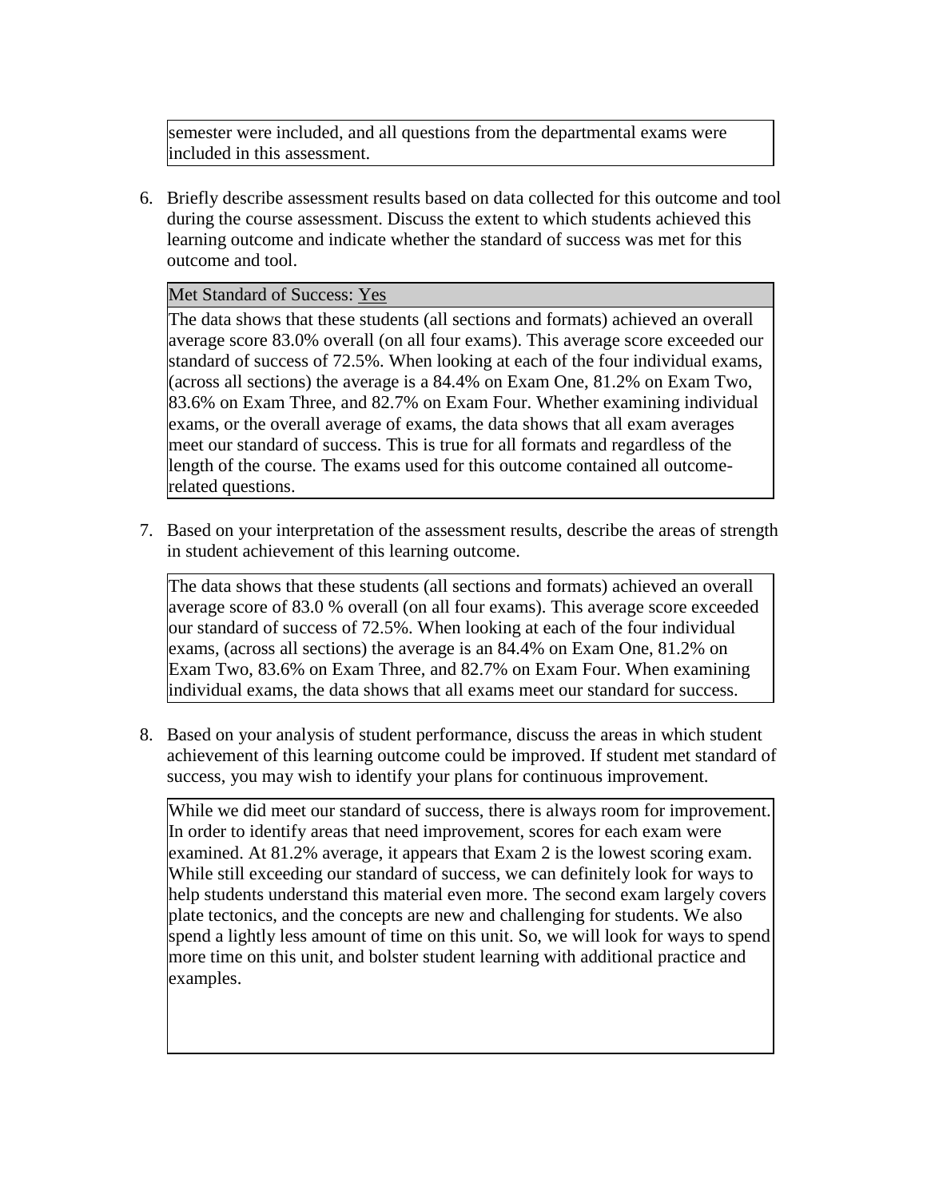semester were included, and all questions from the departmental exams were included in this assessment.

6. Briefly describe assessment results based on data collected for this outcome and tool during the course assessment. Discuss the extent to which students achieved this learning outcome and indicate whether the standard of success was met for this outcome and tool.

| Met Standard of Success: Yes |
| --- |
| The data shows that these students (all sections and formats) achieved an overall average score 83.0% overall (on all four exams). This average score exceeded our standard of success of 72.5%. When looking at each of the four individual exams, (across all sections) the average is a 84.4% on Exam One, 81.2% on Exam Two, 83.6% on Exam Three, and 82.7% on Exam Four. Whether examining individual exams, or the overall average of exams, the data shows that all exam averages meet our standard of success. This is true for all formats and regardless of the length of the course. The exams used for this outcome contained all outcome-related questions. |

7. Based on your interpretation of the assessment results, describe the areas of strength in student achievement of this learning outcome.

The data shows that these students (all sections and formats) achieved an overall average score of 83.0 % overall (on all four exams). This average score exceeded our standard of success of 72.5%. When looking at each of the four individual exams, (across all sections) the average is an 84.4% on Exam One, 81.2% on Exam Two, 83.6% on Exam Three, and 82.7% on Exam Four. When examining individual exams, the data shows that all exams meet our standard for success.

8. Based on your analysis of student performance, discuss the areas in which student achievement of this learning outcome could be improved. If student met standard of success, you may wish to identify your plans for continuous improvement.

While we did meet our standard of success, there is always room for improvement. In order to identify areas that need improvement, scores for each exam were examined. At 81.2% average, it appears that Exam 2 is the lowest scoring exam. While still exceeding our standard of success, we can definitely look for ways to help students understand this material even more. The second exam largely covers plate tectonics, and the concepts are new and challenging for students. We also spend a lightly less amount of time on this unit. So, we will look for ways to spend more time on this unit, and bolster student learning with additional practice and examples.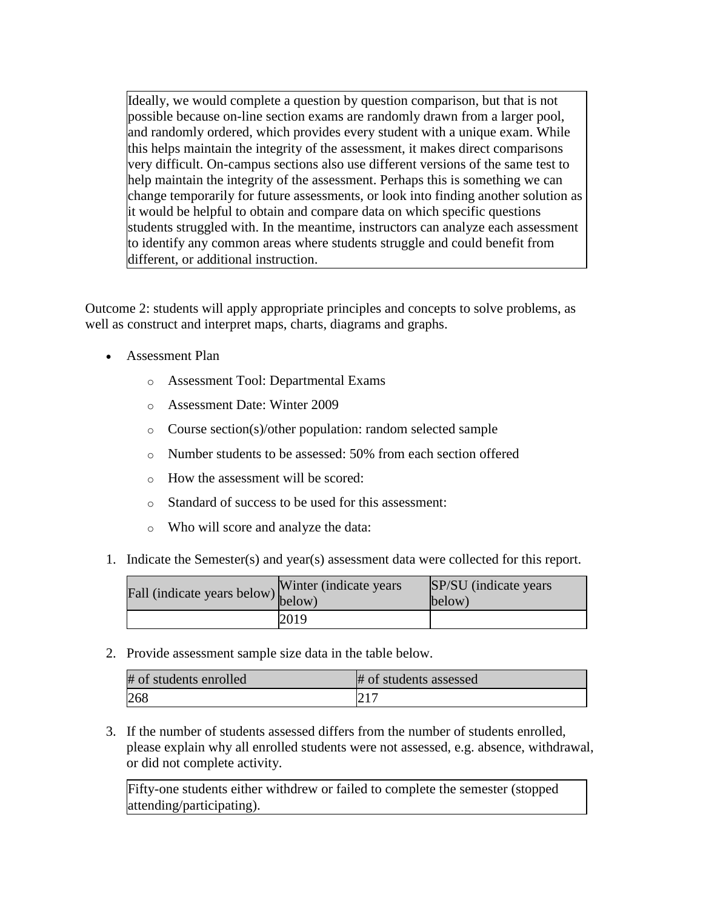Ideally, we would complete a question by question comparison, but that is not possible because on-line section exams are randomly drawn from a larger pool, and randomly ordered, which provides every student with a unique exam. While this helps maintain the integrity of the assessment, it makes direct comparisons very difficult. On-campus sections also use different versions of the same test to help maintain the integrity of the assessment. Perhaps this is something we can change temporarily for future assessments, or look into finding another solution as it would be helpful to obtain and compare data on which specific questions students struggled with. In the meantime, instructors can analyze each assessment to identify any common areas where students struggle and could benefit from different, or additional instruction.

Outcome 2: students will apply appropriate principles and concepts to solve problems, as well as construct and interpret maps, charts, diagrams and graphs.

- Assessment Plan
  - Assessment Tool: Departmental Exams
  - Assessment Date: Winter 2009
  - Course section(s)/other population: random selected sample
  - Number students to be assessed: 50% from each section offered
  - How the assessment will be scored:
  - Standard of success to be used for this assessment:
  - Who will score and analyze the data:

1. Indicate the Semester(s) and year(s) assessment data were collected for this report.

| Fall (indicate years below) | Winter (indicate years below) | SP/SU (indicate years below) |
|---|---|---|
| | 2019 | |

2. Provide assessment sample size data in the table below.

| # of students enrolled | # of students assessed |
|---|---|
| 268 | 217 |

3. If the number of students assessed differs from the number of students enrolled, please explain why all enrolled students were not assessed, e.g. absence, withdrawal, or did not complete activity.

Fifty-one students either withdrew or failed to complete the semester (stopped attending/participating).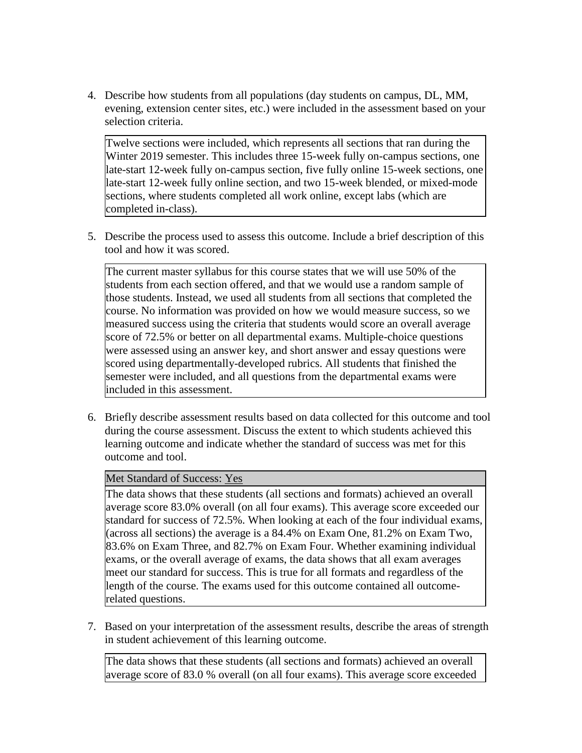4. Describe how students from all populations (day students on campus, DL, MM, evening, extension center sites, etc.) were included in the assessment based on your selection criteria.

   Twelve sections were included, which represents all sections that ran during the Winter 2019 semester. This includes three 15-week fully on-campus sections, one late-start 12-week fully on-campus section, five fully online 15-week sections, one late-start 12-week fully online section, and two 15-week blended, or mixed-mode sections, where students completed all work online, except labs (which are completed in-class).

5. Describe the process used to assess this outcome. Include a brief description of this tool and how it was scored.

   The current master syllabus for this course states that we will use 50% of the students from each section offered, and that we would use a random sample of those students. Instead, we used all students from all sections that completed the course. No information was provided on how we would measure success, so we measured success using the criteria that students would score an overall average score of 72.5% or better on all departmental exams. Multiple-choice questions were assessed using an answer key, and short answer and essay questions were scored using departmentally-developed rubrics. All students that finished the semester were included, and all questions from the departmental exams were included in this assessment.

6. Briefly describe assessment results based on data collected for this outcome and tool during the course assessment. Discuss the extent to which students achieved this learning outcome and indicate whether the standard of success was met for this outcome and tool.

   Met Standard of Success: Yes

   The data shows that these students (all sections and formats) achieved an overall average score 83.0% overall (on all four exams). This average score exceeded our standard for success of 72.5%. When looking at each of the four individual exams, (across all sections) the average is a 84.4% on Exam One, 81.2% on Exam Two, 83.6% on Exam Three, and 82.7% on Exam Four. Whether examining individual exams, or the overall average of exams, the data shows that all exam averages meet our standard for success. This is true for all formats and regardless of the length of the course. The exams used for this outcome contained all outcome-related questions.

7. Based on your interpretation of the assessment results, describe the areas of strength in student achievement of this learning outcome.

   The data shows that these students (all sections and formats) achieved an overall average score of 83.0 % overall (on all four exams). This average score exceeded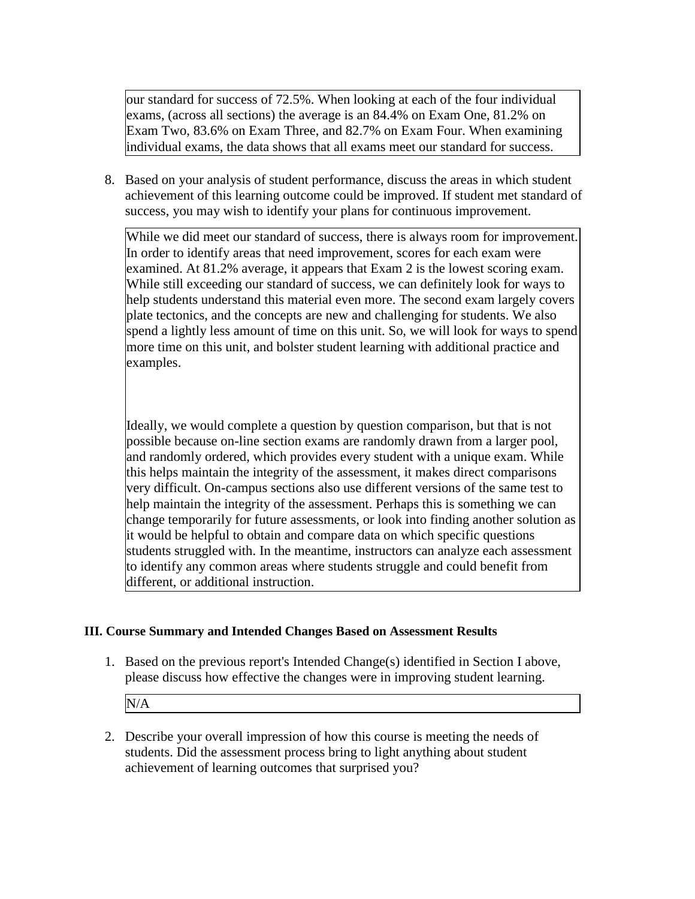our standard for success of 72.5%. When looking at each of the four individual exams, (across all sections) the average is an 84.4% on Exam One, 81.2% on Exam Two, 83.6% on Exam Three, and 82.7% on Exam Four. When examining individual exams, the data shows that all exams meet our standard for success.

8. Based on your analysis of student performance, discuss the areas in which student achievement of this learning outcome could be improved. If student met standard of success, you may wish to identify your plans for continuous improvement.

While we did meet our standard of success, there is always room for improvement. In order to identify areas that need improvement, scores for each exam were examined. At 81.2% average, it appears that Exam 2 is the lowest scoring exam. While still exceeding our standard of success, we can definitely look for ways to help students understand this material even more. The second exam largely covers plate tectonics, and the concepts are new and challenging for students. We also spend a lightly less amount of time on this unit. So, we will look for ways to spend more time on this unit, and bolster student learning with additional practice and examples.

Ideally, we would complete a question by question comparison, but that is not possible because on-line section exams are randomly drawn from a larger pool, and randomly ordered, which provides every student with a unique exam. While this helps maintain the integrity of the assessment, it makes direct comparisons very difficult. On-campus sections also use different versions of the same test to help maintain the integrity of the assessment. Perhaps this is something we can change temporarily for future assessments, or look into finding another solution as it would be helpful to obtain and compare data on which specific questions students struggled with. In the meantime, instructors can analyze each assessment to identify any common areas where students struggle and could benefit from different, or additional instruction.

### III. Course Summary and Intended Changes Based on Assessment Results

1. Based on the previous report's Intended Change(s) identified in Section I above, please discuss how effective the changes were in improving student learning.

N/A

2. Describe your overall impression of how this course is meeting the needs of students. Did the assessment process bring to light anything about student achievement of learning outcomes that surprised you?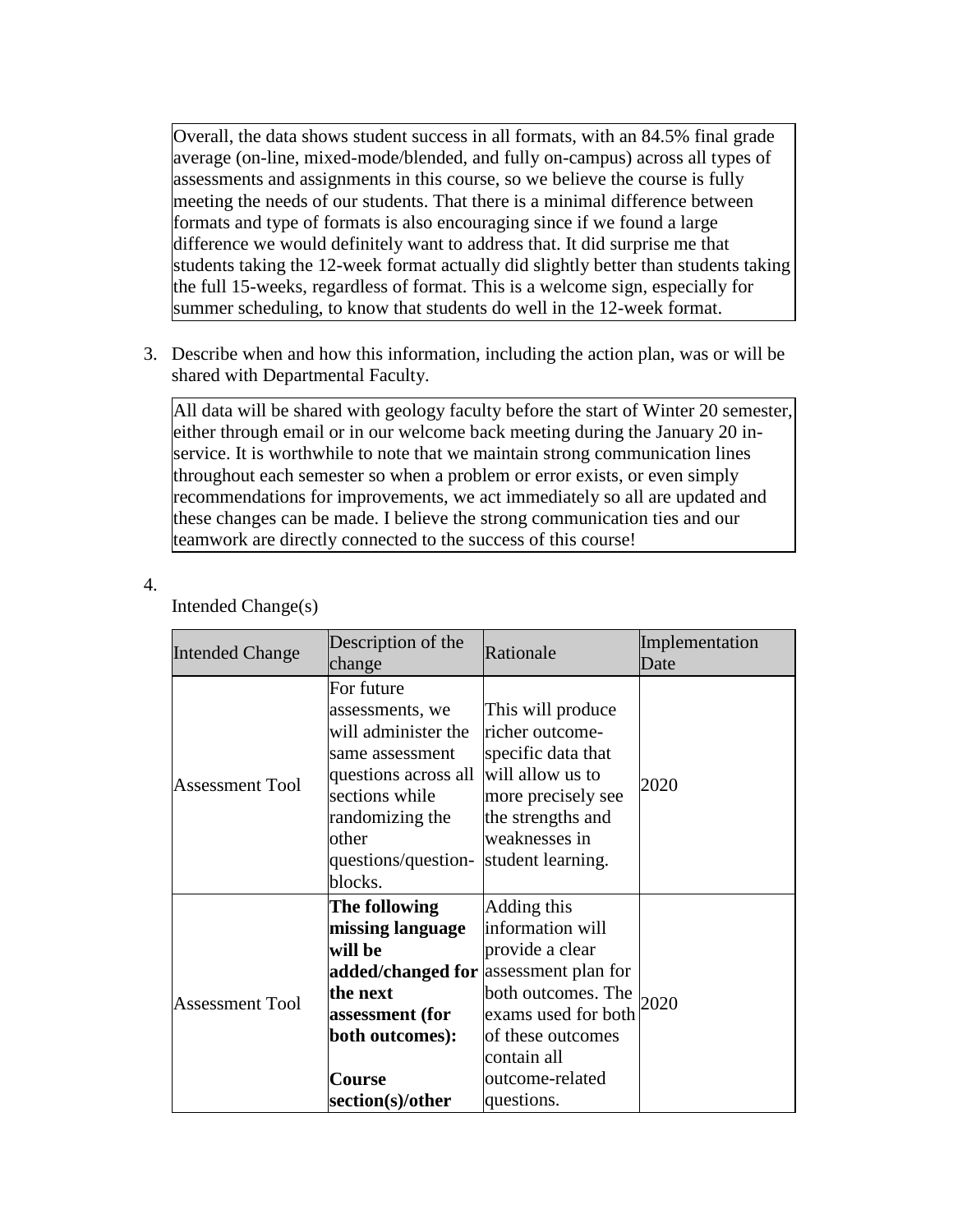Overall, the data shows student success in all formats, with an 84.5% final grade average (on-line, mixed-mode/blended, and fully on-campus) across all types of assessments and assignments in this course, so we believe the course is fully meeting the needs of our students. That there is a minimal difference between formats and type of formats is also encouraging since if we found a large difference we would definitely want to address that. It did surprise me that students taking the 12-week format actually did slightly better than students taking the full 15-weeks, regardless of format. This is a welcome sign, especially for summer scheduling, to know that students do well in the 12-week format.

3. Describe when and how this information, including the action plan, was or will be shared with Departmental Faculty.

All data will be shared with geology faculty before the start of Winter 20 semester, either through email or in our welcome back meeting during the January 20 in-service. It is worthwhile to note that we maintain strong communication lines throughout each semester so when a problem or error exists, or even simply recommendations for improvements, we act immediately so all are updated and these changes can be made. I believe the strong communication ties and our teamwork are directly connected to the success of this course!

4.

Intended Change(s)

| Intended Change | Description of the change | Rationale | Implementation Date |
|---|---|---|---|
| Assessment Tool | For future assessments, we will administer the same assessment questions across all sections while randomizing the other questions/question-blocks. | This will produce richer outcome-specific data that will allow us to more precisely see the strengths and weaknesses in student learning. | 2020 |
| Assessment Tool | **The following missing language will be added/changed for the next assessment (for both outcomes):** **Course section(s)/other** | Adding this information will provide a clear assessment plan for both outcomes. The exams used for both of these outcomes contain all outcome-related questions. | 2020 |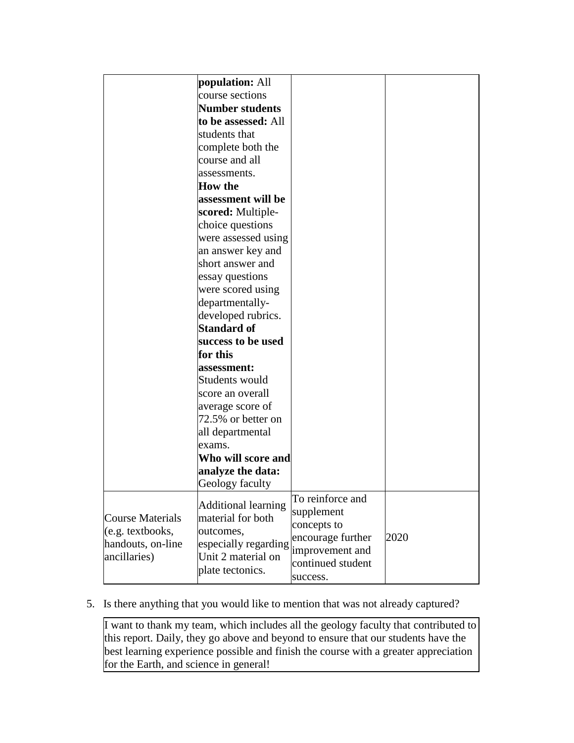| | | | |
|---|---|---|---|
| | **population:** All course sections **Number students to be assessed:** All students that complete both the course and all assessments. **How the assessment will be scored:** Multiple-choice questions were assessed using an answer key and short answer and essay questions were scored using departmentally-developed rubrics. **Standard of success to be used for this assessment:** Students would score an overall average score of 72.5% or better on all departmental exams. **Who will score and analyze the data:** Geology faculty | | |
| Course Materials (e.g. textbooks, handouts, on-line ancillaries) | Additional learning material for both outcomes, especially regarding Unit 2 material on plate tectonics. | To reinforce and supplement concepts to encourage further improvement and continued student success. | 2020 |

5. Is there anything that you would like to mention that was not already captured?

| |
|---|
| I want to thank my team, which includes all the geology faculty that contributed to this report. Daily, they go above and beyond to ensure that our students have the best learning experience possible and finish the course with a greater appreciation for the Earth, and science in general! |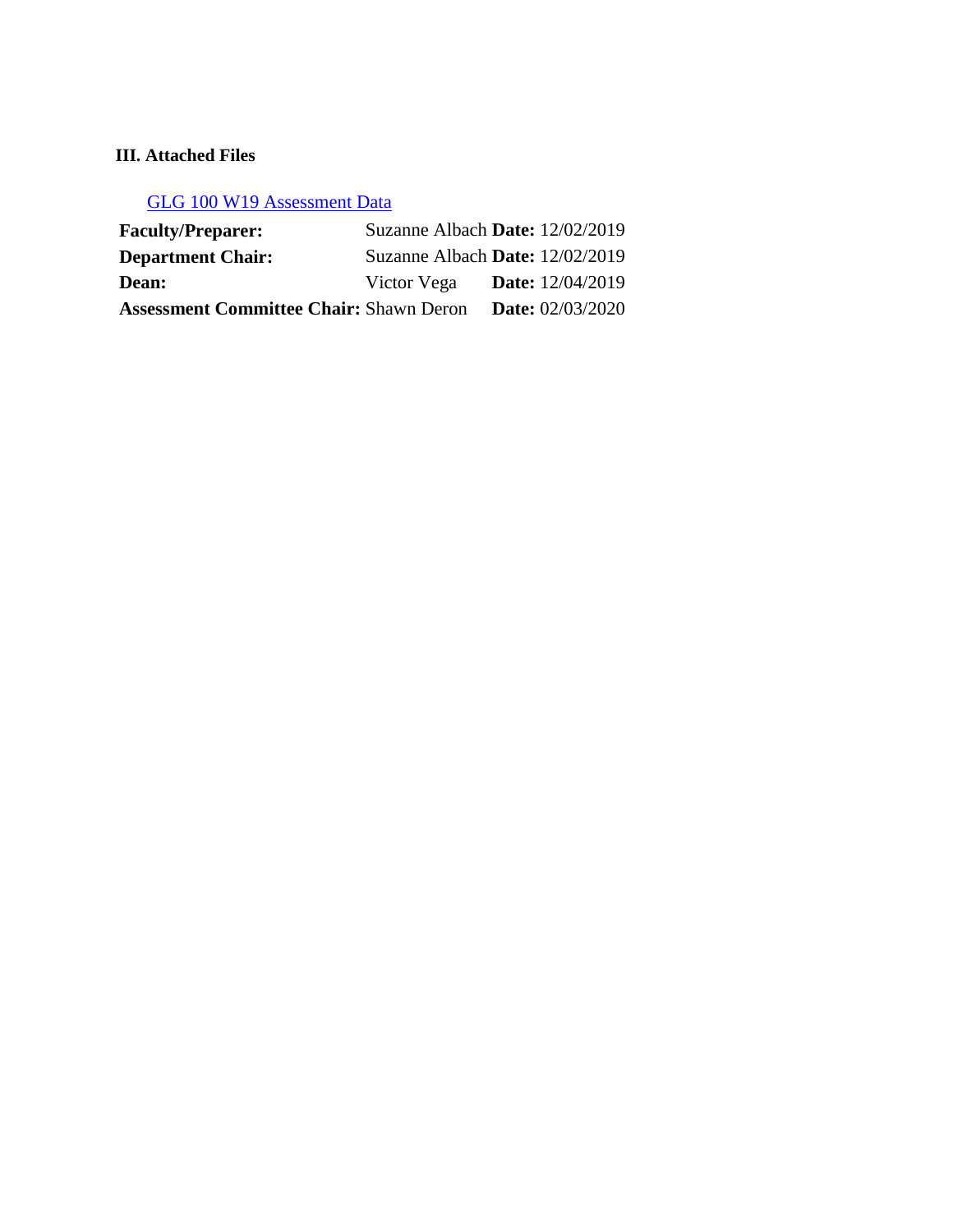### III. Attached Files

[GLG 100 W19 Assessment Data]

| | | |
|---|---|---|
| **Faculty/Preparer:** | Suzanne Albach | **Date:** 12/02/2019 |
| **Department Chair:** | Suzanne Albach | **Date:** 12/02/2019 |
| **Dean:** | Victor Vega | **Date:** 12/04/2019 |
| **Assessment Committee Chair:** | Shawn Deron | **Date:** 02/03/2020 |